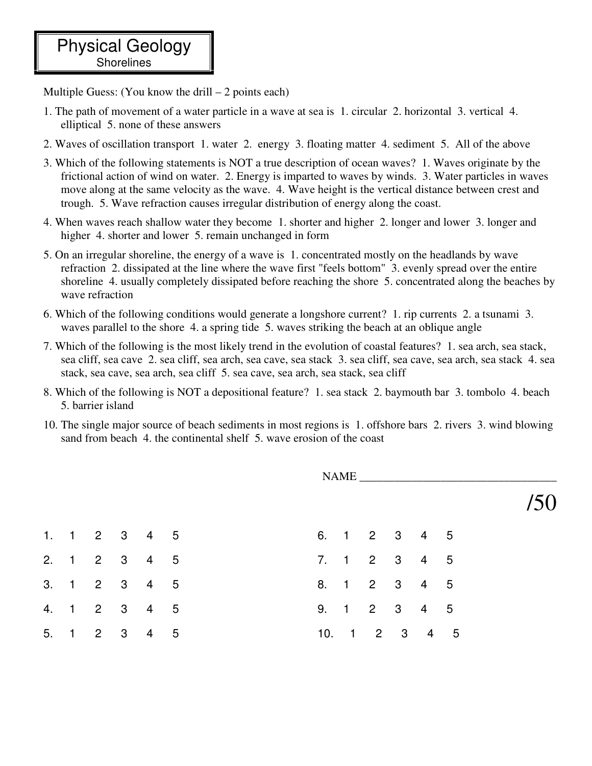# Physical Geology
## Shorelines

Multiple Guess: (You know the drill – 2 points each)

1. The path of movement of a water particle in a wave at sea is 1. circular 2. horizontal 3. vertical 4. elliptical 5. none of these answers

2. Waves of oscillation transport 1. water 2. energy 3. floating matter 4. sediment 5. All of the above

3. Which of the following statements is NOT a true description of ocean waves? 1. Waves originate by the frictional action of wind on water. 2. Energy is imparted to waves by winds. 3. Water particles in waves move along at the same velocity as the wave. 4. Wave height is the vertical distance between crest and trough. 5. Wave refraction causes irregular distribution of energy along the coast.

4. When waves reach shallow water they become 1. shorter and higher 2. longer and lower 3. longer and higher 4. shorter and lower 5. remain unchanged in form

5. On an irregular shoreline, the energy of a wave is 1. concentrated mostly on the headlands by wave refraction 2. dissipated at the line where the wave first "feels bottom" 3. evenly spread over the entire shoreline 4. usually completely dissipated before reaching the shore 5. concentrated along the beaches by wave refraction

6. Which of the following conditions would generate a longshore current? 1. rip currents 2. a tsunami 3. waves parallel to the shore 4. a spring tide 5. waves striking the beach at an oblique angle

7. Which of the following is the most likely trend in the evolution of coastal features? 1. sea arch, sea stack, sea cliff, sea cave 2. sea cliff, sea arch, sea cave, sea stack 3. sea cliff, sea cave, sea arch, sea stack 4. sea stack, sea cave, sea arch, sea cliff 5. sea cave, sea arch, sea stack, sea cliff

8. Which of the following is NOT a depositional feature? 1. sea stack 2. baymouth bar 3. tombolo 4. beach 5. barrier island

10. The single major source of beach sediments in most regions is 1. offshore bars 2. rivers 3. wind blowing sand from beach 4. the continental shelf 5. wave erosion of the coast

NAME ________________________________

/50

| | | | | | | | | | | | |
|---|---|---|---|---|---|---|---|---|---|---|---|
| 1. | 1 | 2 | 3 | 4 | 5 | 6. | 1 | 2 | 3 | 4 | 5 |
| 2. | 1 | 2 | 3 | 4 | 5 | 7. | 1 | 2 | 3 | 4 | 5 |
| 3. | 1 | 2 | 3 | 4 | 5 | 8. | 1 | 2 | 3 | 4 | 5 |
| 4. | 1 | 2 | 3 | 4 | 5 | 9. | 1 | 2 | 3 | 4 | 5 |
| 5. | 1 | 2 | 3 | 4 | 5 | 10. | 1 | 2 | 3 | 4 | 5 |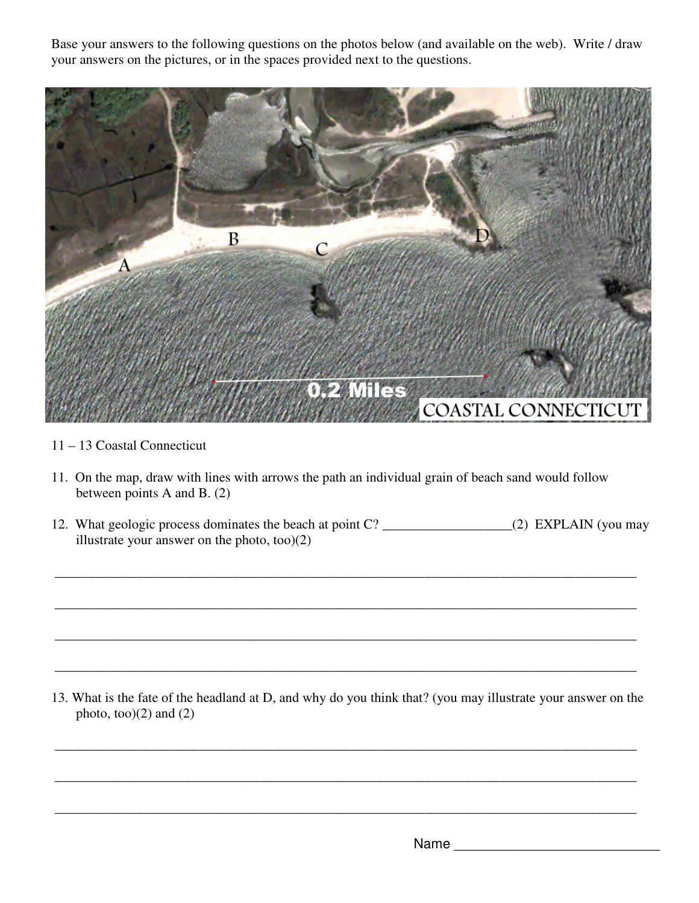Base your answers to the following questions on the photos below (and available on the web). Write / draw your answers on the pictures, or in the spaces provided next to the questions.

11 – 13 Coastal Connecticut

11. On the map, draw with lines with arrows the path an individual grain of beach sand would follow between points A and B. (2)

12. What geologic process dominates the beach at point C? ___________________(2) EXPLAIN (you may illustrate your answer on the photo, too)(2)

_______________________________________________________________________________________

_______________________________________________________________________________________

_______________________________________________________________________________________

_______________________________________________________________________________________

13. What is the fate of the headland at D, and why do you think that? (you may illustrate your answer on the photo, too)(2) and (2)

_______________________________________________________________________________________

_______________________________________________________________________________________

_______________________________________________________________________________________

Name ____________________________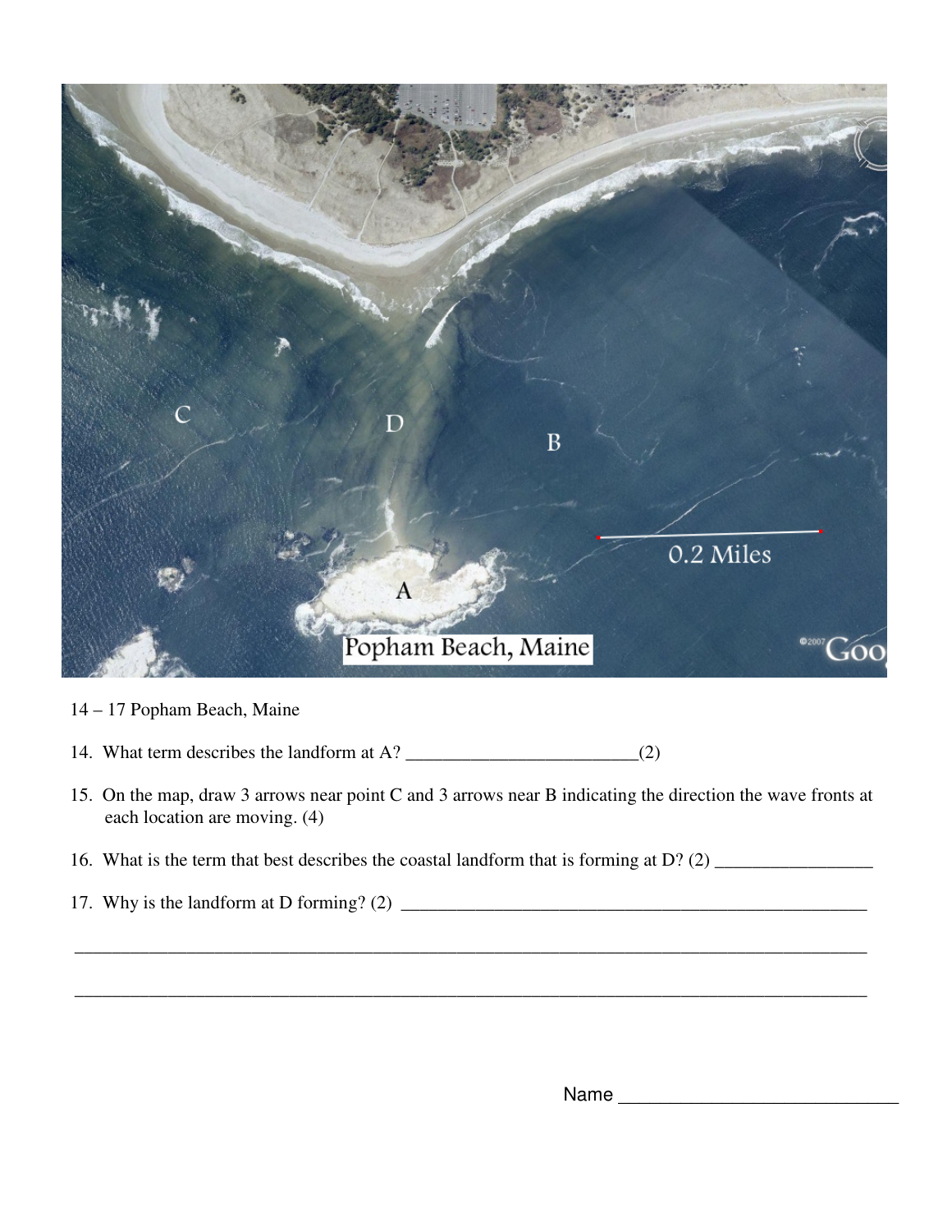14 – 17 Popham Beach, Maine

14. What term describes the landform at A? _________________________(2)

15. On the map, draw 3 arrows near point C and 3 arrows near B indicating the direction the wave fronts at each location are moving. (4)

16. What is the term that best describes the coastal landform that is forming at D? (2) _________________

17. Why is the landform at D forming? (2) _____________________________________________________

_____________________________________________________________________________________

_____________________________________________________________________________________

Name ___________________________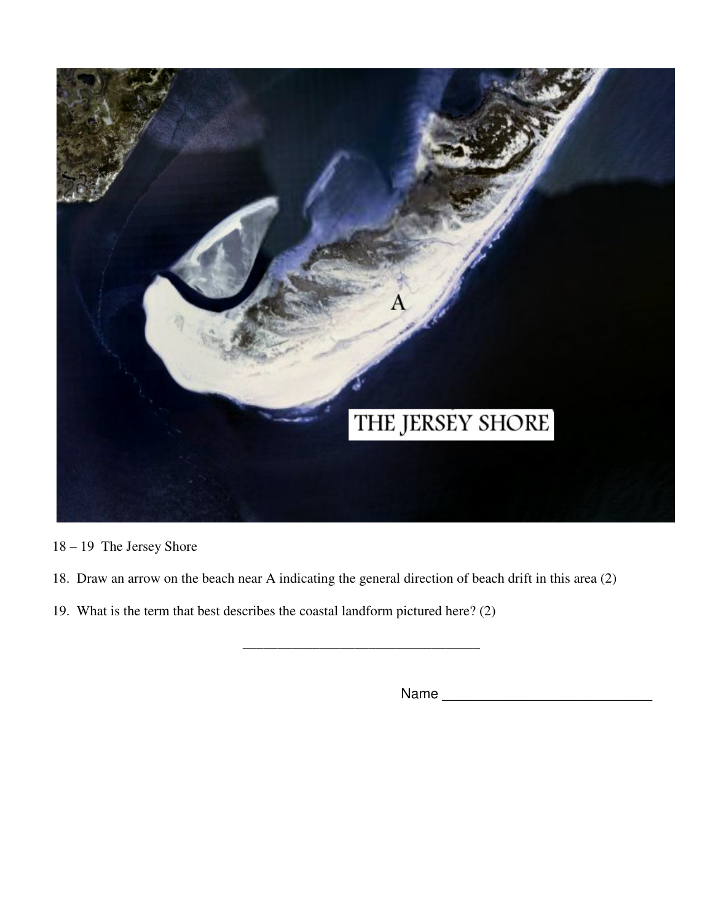18 – 19 The Jersey Shore

18. Draw an arrow on the beach near A indicating the general direction of beach drift in this area (2)

19. What is the term that best describes the coastal landform pictured here? (2)

_________________________________

Name ___________________________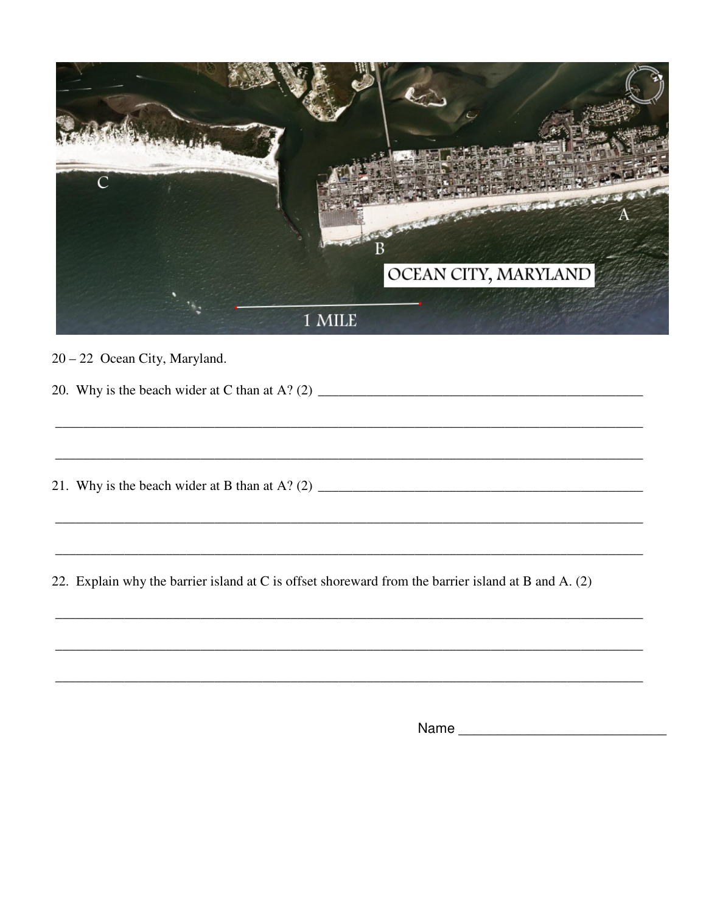20 – 22 Ocean City, Maryland.

20. Why is the beach wider at C than at A? (2) ____________________________________________

_____________________________________________________________________________________

_____________________________________________________________________________________

21. Why is the beach wider at B than at A? (2) ____________________________________________

_____________________________________________________________________________________

_____________________________________________________________________________________

22. Explain why the barrier island at C is offset shoreward from the barrier island at B and A. (2)

_____________________________________________________________________________________

_____________________________________________________________________________________

_____________________________________________________________________________________

Name ___________________________